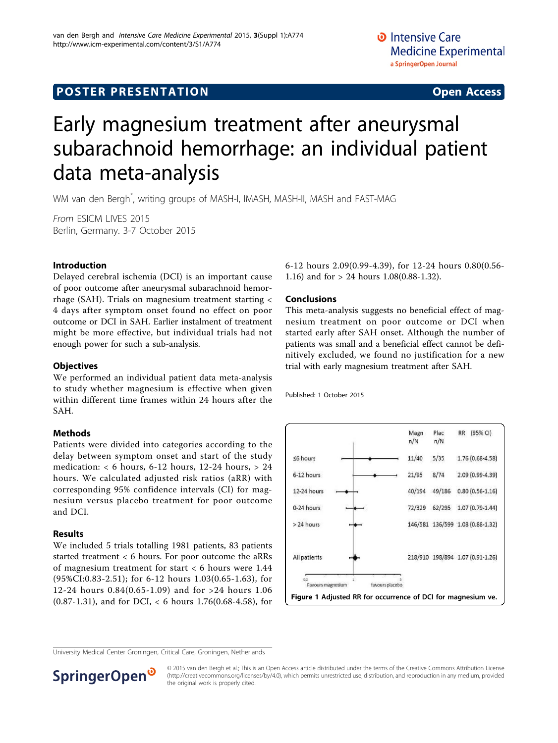POSTER PRESENTATION | Open Access

# Early magnesium treatment after aneurysmal subarachnoid hemorrhage: an individual patient data meta-analysis

WM van den Bergh*, writing groups of MASH-I, IMASH, MASH-II, MASH and FAST-MAG

*From* ESICM LIVES 2015
Berlin, Germany. 3-7 October 2015

## Introduction

Delayed cerebral ischemia (DCI) is an important cause of poor outcome after aneurysmal subarachnoid hemorrhage (SAH). Trials on magnesium treatment starting < 4 days after symptom onset found no effect on poor outcome or DCI in SAH. Earlier instalment of treatment might be more effective, but individual trials had not enough power for such a sub-analysis.

## Objectives

We performed an individual patient data meta-analysis to study whether magnesium is effective when given within different time frames within 24 hours after the SAH.

## Methods

Patients were divided into categories according to the delay between symptom onset and start of the study medication: < 6 hours, 6-12 hours, 12-24 hours, > 24 hours. We calculated adjusted risk ratios (aRR) with corresponding 95% confidence intervals (CI) for magnesium versus placebo treatment for poor outcome and DCI.

## Results

We included 5 trials totalling 1981 patients, 83 patients started treatment < 6 hours. For poor outcome the aRRs of magnesium treatment for start < 6 hours were 1.44 (95%CI:0.83-2.51); for 6-12 hours 1.03(0.65-1.63), for 12-24 hours 0.84(0.65-1.09) and for >24 hours 1.06 (0.87-1.31), and for DCI, < 6 hours 1.76(0.68-4.58), for 6-12 hours 2.09(0.99-4.39), for 12-24 hours 0.80(0.56-1.16) and for > 24 hours 1.08(0.88-1.32).

## Conclusions

This meta-analysis suggests no beneficial effect of magnesium treatment on poor outcome or DCI when started early after SAH onset. Although the number of patients was small and a beneficial effect cannot be definitively excluded, we found no justification for a new trial with early magnesium treatment after SAH.

Published: 1 October 2015

| | Magn n/N | Plac n/N | RR (95% CI) |
|---|---|---|---|
| ≤6 hours | 11/40 | 5/35 | 1.76 (0.68-4.58) |
| 6-12 hours | 21/95 | 8/74 | 2.09 (0.99-4.39) |
| 12-24 hours | 40/194 | 49/186 | 0.80 (0.56-1.16) |
| 0-24 hours | 72/329 | 62/295 | 1.07 (0.79-1.44) |
| > 24 hours | 146/581 | 136/599 | 1.08 (0.88-1.32) |
| All patients | 218/910 | 198/894 | 1.07 (0.91-1.26) |

Favours magnesium — favours placebo

**Figure 1 Adjusted RR for occurrence of DCI for magnesium ve.**

University Medical Center Groningen, Critical Care, Groningen, Netherlands

© 2015 van den Bergh et al.; This is an Open Access article distributed under the terms of the Creative Commons Attribution License (http://creativecommons.org/licenses/by/4.0), which permits unrestricted use, distribution, and reproduction in any medium, provided the original work is properly cited.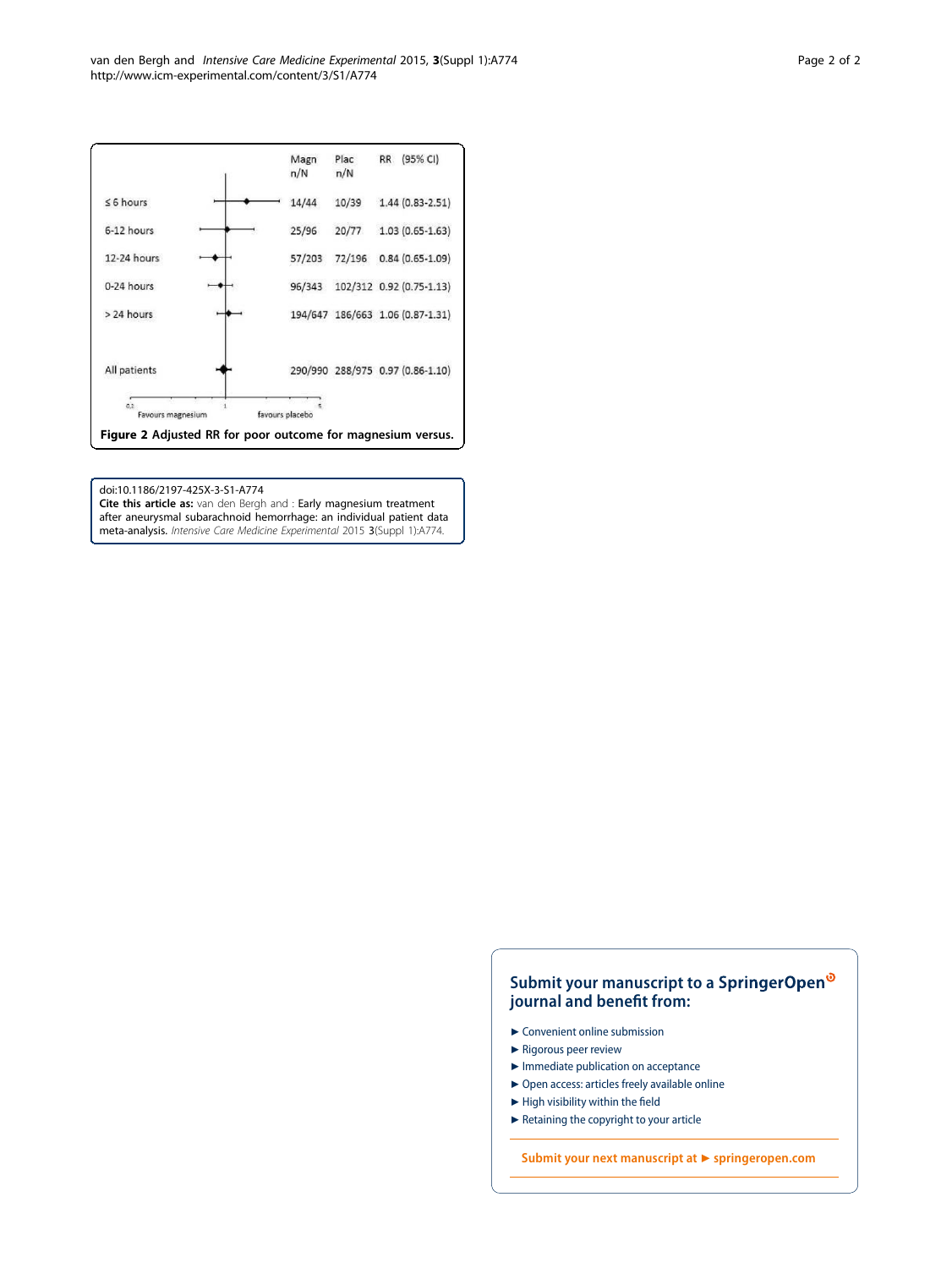Magn n/N Plac n/N RR (95% CI)

≤ 6 hours 14/44 10/39 1.44 (0.83-2.51)

6-12 hours 25/96 20/77 1.03 (0.65-1.63)

12-24 hours 57/203 72/196 0.84 (0.65-1.09)

0-24 hours 96/343 102/312 0.92 (0.75-1.13)

> 24 hours 194/647 186/663 1.06 (0.87-1.31)

All patients 290/990 288/975 0.97 (0.86-1.10)

0.2 1 5

Favours magnesium favours placebo

**Figure 2** Adjusted RR for poor outcome for magnesium versus.

doi:10.1186/2197-425X-3-S1-A774

**Cite this article as:** van den Bergh and : Early magnesium treatment after aneurysmal subarachnoid hemorrhage: an individual patient data meta-analysis. *Intensive Care Medicine Experimental* 2015 **3**(Suppl 1):A774.

## Submit your manuscript to a SpringerOpen journal and benefit from:

- ► Convenient online submission
- ► Rigorous peer review
- ► Immediate publication on acceptance
- ► Open access: articles freely available online
- ► High visibility within the field
- ► Retaining the copyright to your article

**Submit your next manuscript at ► springeropen.com**